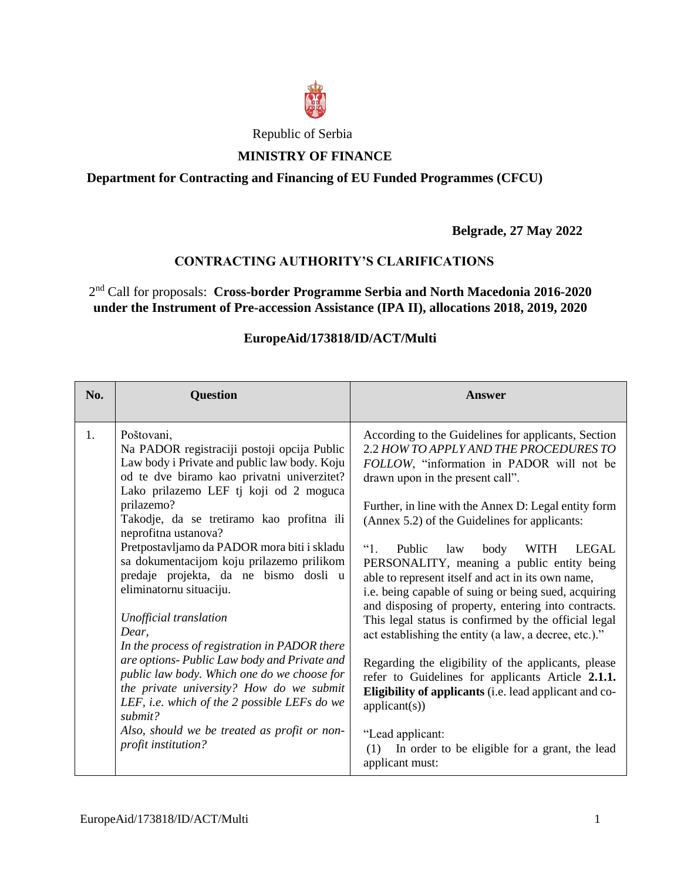Republic of Serbia

**MINISTRY OF FINANCE**

**Department for Contracting and Financing of EU Funded Programmes (CFCU)**

**Belgrade, 27 May 2022**

## CONTRACTING AUTHORITY'S CLARIFICATIONS

2nd Call for proposals: **Cross-border Programme Serbia and North Macedonia 2016-2020 under the Instrument of Pre-accession Assistance (IPA II), allocations 2018, 2019, 2020**

**EuropeAid/173818/ID/ACT/Multi**

| No. | Question | Answer |
|---|---|---|
| 1. | Poštovani,<br>Na PADOR registraciji postoji opcija Public Law body i Private and public law body. Koju od te dve biramo kao privatni univerzitet? Lako prilazemo LEF tj koji od 2 moguca prilazemo?<br>Takodje, da se tretiramo kao profitna ili neprofitna ustanova?<br>Pretpostavljamo da PADOR mora biti i skladu sa dokumentacijom koju prilazemo prilikom predaje projekta, da ne bismo dosli u eliminatornu situaciju.<br><br>*Unofficial translation*<br>*Dear,*<br>*In the process of registration in PADOR there are options- Public Law body and Private and public law body. Which one do we choose for the private university? How do we submit LEF, i.e. which of the 2 possible LEFs do we submit?*<br>*Also, should we be treated as profit or non-profit institution?* | According to the Guidelines for applicants, Section 2.2 *HOW TO APPLY AND THE PROCEDURES TO FOLLOW*, "information in PADOR will not be drawn upon in the present call".<br><br>Further, in line with the Annex D: Legal entity form (Annex 5.2) of the Guidelines for applicants:<br><br>"1. Public law body WITH LEGAL PERSONALITY, meaning a public entity being able to represent itself and act in its own name, i.e. being capable of suing or being sued, acquiring and disposing of property, entering into contracts. This legal status is confirmed by the official legal act establishing the entity (a law, a decree, etc.)."<br><br>Regarding the eligibility of the applicants, please refer to Guidelines for applicants Article **2.1.1. Eligibility of applicants** (i.e. lead applicant and co-applicant(s))<br><br>"Lead applicant:<br>(1) In order to be eligible for a grant, the lead applicant must: |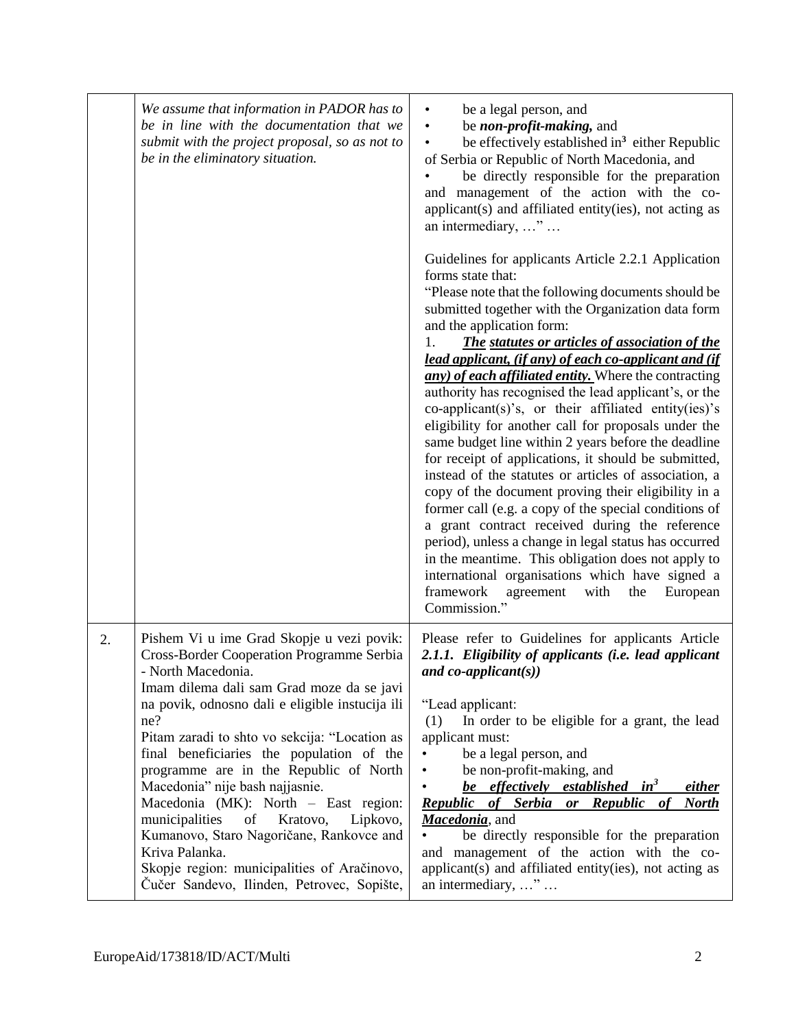| | | |
|---|---|---|
| | *We assume that information in PADOR has to be in line with the documentation that we submit with the project proposal, so as not to be in the eliminatory situation.* | • be a legal person, and<br>• be ***non-profit-making,*** and<br>• be effectively established in[3] either Republic of Serbia or Republic of North Macedonia, and<br>• be directly responsible for the preparation and management of the action with the co-applicant(s) and affiliated entity(ies), not acting as an intermediary, …" …<br><br>Guidelines for applicants Article 2.2.1 Application forms state that:<br>"Please note that the following documents should be submitted together with the Organization data form and the application form:<br>1. ***The statutes or articles of association of the lead applicant, (if any) of each co-applicant and (if any) of each affiliated entity.*** Where the contracting authority has recognised the lead applicant's, or the co-applicant(s)'s, or their affiliated entity(ies)'s eligibility for another call for proposals under the same budget line within 2 years before the deadline for receipt of applications, it should be submitted, instead of the statutes or articles of association, a copy of the document proving their eligibility in a former call (e.g. a copy of the special conditions of a grant contract received during the reference period), unless a change in legal status has occurred in the meantime. This obligation does not apply to international organisations which have signed a framework agreement with the European Commission." |
| 2. | Pishem Vi u ime Grad Skopje u vezi povik: Cross-Border Cooperation Programme Serbia - North Macedonia.<br>Imam dilema dali sam Grad moze da se javi na povik, odnosno dali e eligible instucija ili ne?<br>Pitam zaradi to shto vo sekcija: "Location as final beneficiaries the population of the programme are in the Republic of North Macedonia" nije bash najjasnie.<br>Macedonia (MK): North – East region: municipalities of Kratovo, Lipkovo, Kumanovo, Staro Nagoričane, Rankovce and Kriva Palanka.<br>Skopje region: municipalities of Aračinovo, Čučer Sandevo, Ilinden, Petrovec, Sopište, | Please refer to Guidelines for applicants Article ***2.1.1. Eligibility of applicants (i.e. lead applicant and co-applicant(s))***<br><br>"Lead applicant:<br>(1) In order to be eligible for a grant, the lead applicant must:<br>• be a legal person, and<br>• be non-profit-making, and<br>• ***be effectively established in[3] either Republic of Serbia or Republic of North Macedonia***, and<br>• be directly responsible for the preparation and management of the action with the co-applicant(s) and affiliated entity(ies), not acting as an intermediary, …" … |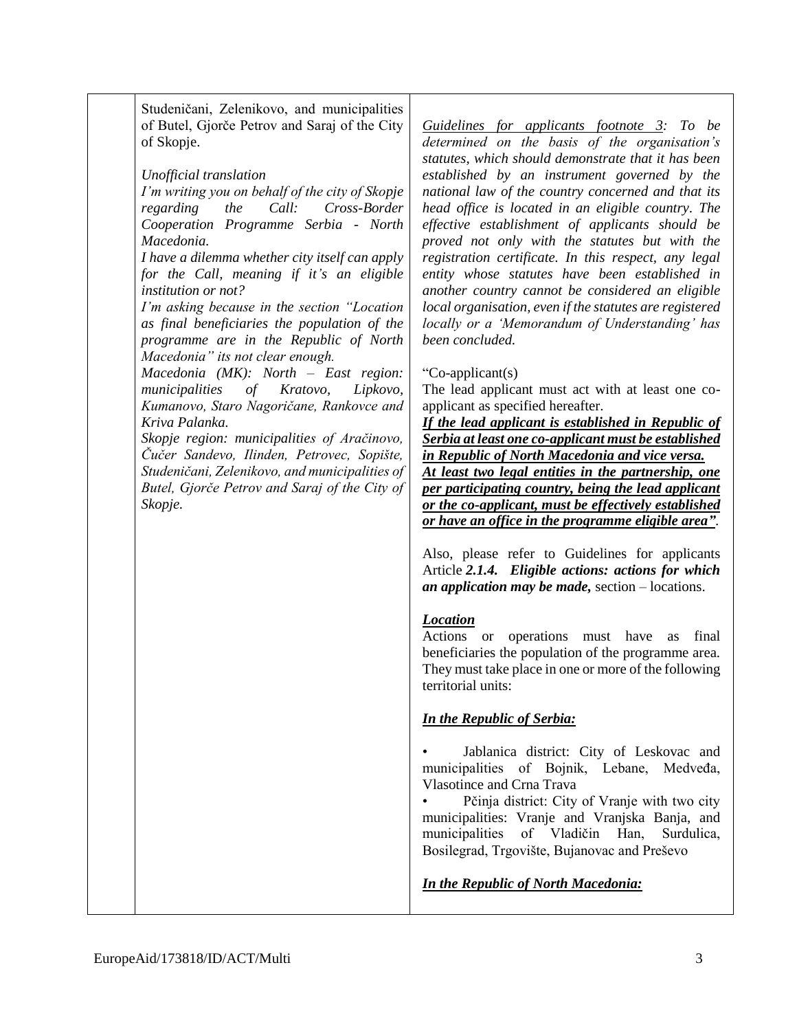| | | |
|---|---|---|
| | Studeničani, Zelenikovo, and municipalities of Butel, Gjorče Petrov and Saraj of the City of Skopje.<br><br>*Unofficial translation*<br>*I'm writing you on behalf of the city of Skopje regarding the Call: Cross-Border Cooperation Programme Serbia - North Macedonia.*<br>*I have a dilemma whether city itself can apply for the Call, meaning if it's an eligible institution or not?*<br>*I'm asking because in the section "Location as final beneficiaries the population of the programme are in the Republic of North Macedonia" its not clear enough.*<br>*Macedonia (MK): North – East region: municipalities of Kratovo, Lipkovo, Kumanovo, Staro Nagoričane, Rankovce and Kriva Palanka.*<br>*Skopje region: municipalities of Aračinovo, Čučer Sandevo, Ilinden, Petrovec, Sopište, Studeničani, Zelenikovo, and municipalities of Butel, Gjorče Petrov and Saraj of the City of Skopje.* | *<u>Guidelines for applicants footnote 3</u>: To be determined on the basis of the organisation's statutes, which should demonstrate that it has been established by an instrument governed by the national law of the country concerned and that its head office is located in an eligible country. The effective establishment of applicants should be proved not only with the statutes but with the registration certificate. In this respect, any legal entity whose statutes have been established in another country cannot be considered an eligible local organisation, even if the statutes are registered locally or a 'Memorandum of Understanding' has been concluded.*<br><br>"Co-applicant(s)<br>The lead applicant must act with at least one co-applicant as specified hereafter.<br>***<u>If the lead applicant is established in Republic of Serbia at least one co-applicant must be established in Republic of North Macedonia and vice versa.</u>***<br>***<u>At least two legal entities in the partnership, one per participating country, being the lead applicant or the co-applicant, must be effectively established or have an office in the programme eligible area"</u>***.<br><br>Also, please refer to Guidelines for applicants Article ***2.1.4. Eligible actions: actions for which an application may be made,*** section – locations.<br><br>***<u>Location</u>***<br>Actions or operations must have as final beneficiaries the population of the programme area. They must take place in one or more of the following territorial units:<br><br>***<u>In the Republic of Serbia:</u>***<br><br>• Jablanica district: City of Leskovac and municipalities of Bojnik, Lebane, Medveđa, Vlasotince and Crna Trava<br>• Pčinja district: City of Vranje with two city municipalities: Vranje and Vranjska Banja, and municipalities of Vladičin Han, Surdulica, Bosilegrad, Trgovište, Bujanovac and Preševo<br><br>***<u>In the Republic of North Macedonia:</u>*** |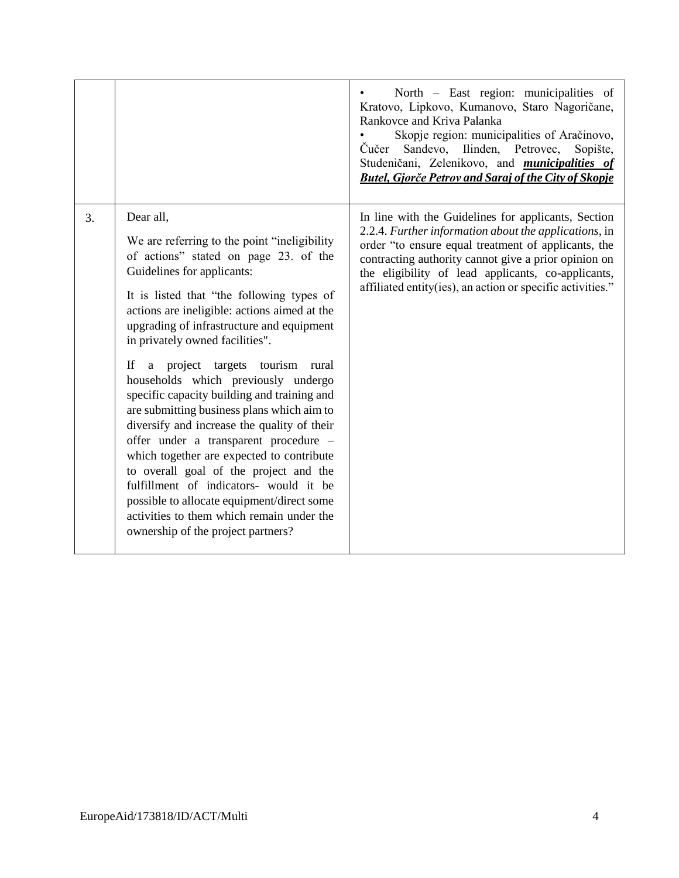| | | |
|---|---|---|
| | | • North – East region: municipalities of Kratovo, Lipkovo, Kumanovo, Staro Nagoričane, Rankovce and Kriva Palanka<br>• Skopje region: municipalities of Aračinovo, Čučer Sandevo, Ilinden, Petrovec, Sopište, Studeničani, Zelenikovo, and ***<u>municipalities of Butel, Gjorče Petrov and Saraj of the City of Skopje</u>*** |
| 3. | Dear all,<br><br>We are referring to the point "ineligibility of actions" stated on page 23. of the Guidelines for applicants:<br><br>It is listed that "the following types of actions are ineligible: actions aimed at the upgrading of infrastructure and equipment in privately owned facilities".<br><br>If a project targets tourism rural households which previously undergo specific capacity building and training and are submitting business plans which aim to diversify and increase the quality of their offer under a transparent procedure – which together are expected to contribute to overall goal of the project and the fulfillment of indicators- would it be possible to allocate equipment/direct some activities to them which remain under the ownership of the project partners? | In line with the Guidelines for applicants, Section 2.2.4. *Further information about the applications*, in order "to ensure equal treatment of applicants, the contracting authority cannot give a prior opinion on the eligibility of lead applicants, co-applicants, affiliated entity(ies), an action or specific activities." |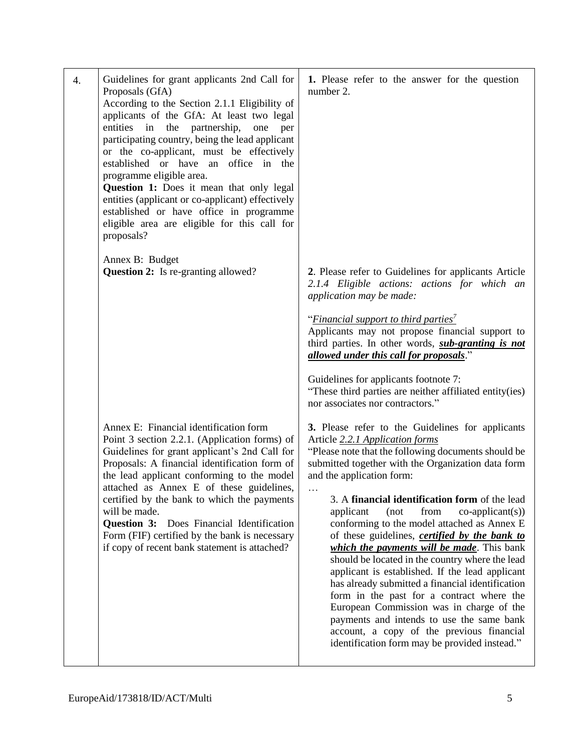| | | |
|---|---|---|
| 4. | Guidelines for grant applicants 2nd Call for Proposals (GfA)<br>According to the Section 2.1.1 Eligibility of applicants of the GfA: At least two legal entities in the partnership, one per participating country, being the lead applicant or the co-applicant, must be effectively established or have an office in the programme eligible area.<br>**Question 1:** Does it mean that only legal entities (applicant or co-applicant) effectively established or have office in programme eligible area are eligible for this call for proposals? | **1.** Please refer to the answer for the question number 2. |
| | Annex B: Budget<br>**Question 2:** Is re-granting allowed? | **2**. Please refer to Guidelines for applicants Article *2.1.4 Eligible actions: actions for which an application may be made:*<br><br>"*Financial support to third parties*[7]<br>Applicants may not propose financial support to third parties. In other words, ***sub-granting is not allowed under this call for proposals***."<br><br>Guidelines for applicants footnote 7:<br>"These third parties are neither affiliated entity(ies) nor associates nor contractors." |
| | Annex E: Financial identification form<br>Point 3 section 2.2.1. (Application forms) of Guidelines for grant applicant's 2nd Call for Proposals: A financial identification form of the lead applicant conforming to the model attached as Annex E of these guidelines, certified by the bank to which the payments will be made.<br>**Question 3:** Does Financial Identification Form (FIF) certified by the bank is necessary if copy of recent bank statement is attached? | **3.** Please refer to the Guidelines for applicants Article *2.2.1 Application forms*<br>"Please note that the following documents should be submitted together with the Organization data form and the application form:<br>…<br>3. A **financial identification form** of the lead applicant (not from co-applicant(s)) conforming to the model attached as Annex E of these guidelines, ***certified by the bank to which the payments will be made***. This bank should be located in the country where the lead applicant is established. If the lead applicant has already submitted a financial identification form in the past for a contract where the European Commission was in charge of the payments and intends to use the same bank account, a copy of the previous financial identification form may be provided instead." |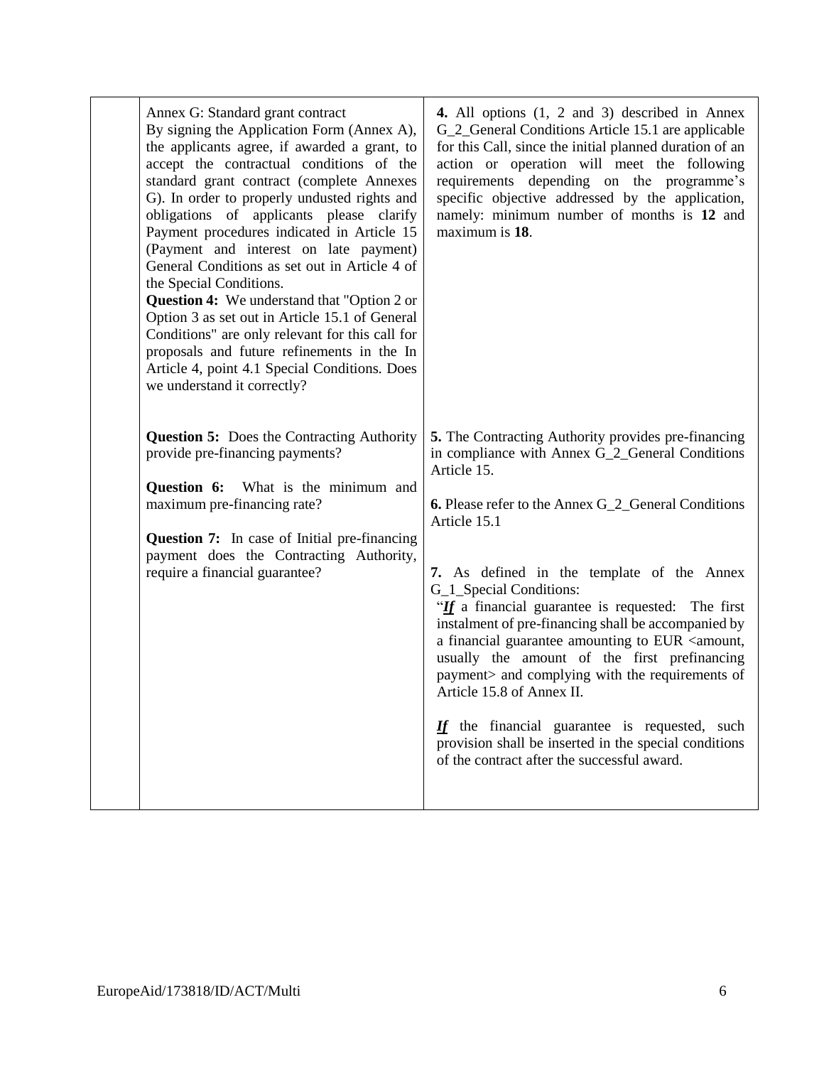| | | |
|---|---|---|
| | Annex G: Standard grant contract<br>By signing the Application Form (Annex A), the applicants agree, if awarded a grant, to accept the contractual conditions of the standard grant contract (complete Annexes G). In order to properly undusted rights and obligations of applicants please clarify Payment procedures indicated in Article 15 (Payment and interest on late payment) General Conditions as set out in Article 4 of the Special Conditions.<br>**Question 4:** We understand that "Option 2 or Option 3 as set out in Article 15.1 of General Conditions" are only relevant for this call for proposals and future refinements in the In Article 4, point 4.1 Special Conditions. Does we understand it correctly? | **4.** All options (1, 2 and 3) described in Annex G_2_General Conditions Article 15.1 are applicable for this Call, since the initial planned duration of an action or operation will meet the following requirements depending on the programme's specific objective addressed by the application, namely: minimum number of months is **12** and maximum is **18**. |
| | **Question 5:** Does the Contracting Authority provide pre-financing payments?<br><br>**Question 6:** What is the minimum and maximum pre-financing rate?<br><br>**Question 7:** In case of Initial pre-financing payment does the Contracting Authority, require a financial guarantee? | **5.** The Contracting Authority provides pre-financing in compliance with Annex G_2_General Conditions Article 15.<br><br>**6.** Please refer to the Annex G_2_General Conditions Article 15.1<br><br>**7.** As defined in the template of the Annex G_1_Special Conditions:<br>"***If*** a financial guarantee is requested: The first instalment of pre-financing shall be accompanied by a financial guarantee amounting to EUR <amount, usually the amount of the first prefinancing payment> and complying with the requirements of Article 15.8 of Annex II.<br><br>***If*** the financial guarantee is requested, such provision shall be inserted in the special conditions of the contract after the successful award. |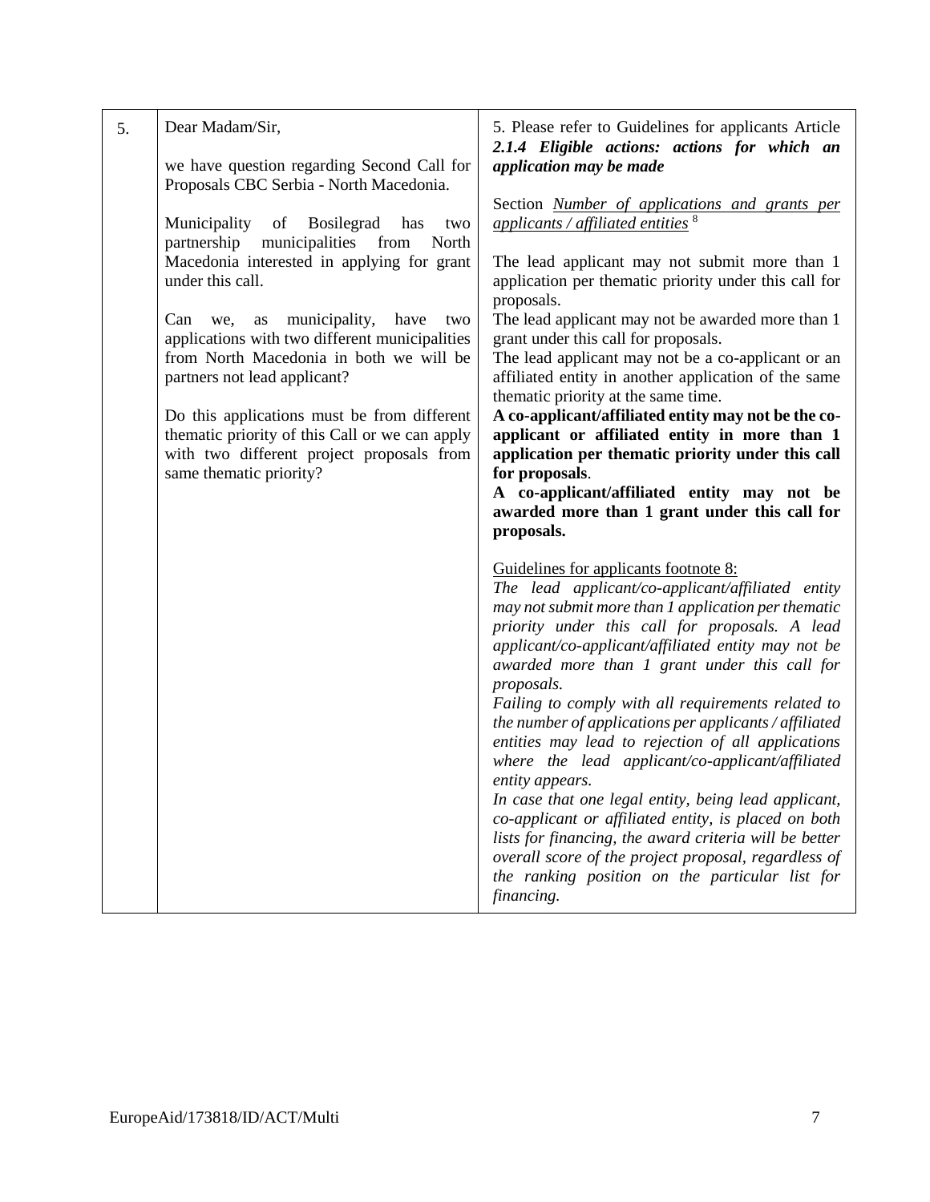| 5. | Dear Madam/Sir,<br><br>we have question regarding Second Call for Proposals CBC Serbia - North Macedonia.<br><br>Municipality of Bosilegrad has two partnership municipalities from North Macedonia interested in applying for grant under this call.<br><br>Can we, as municipality, have two applications with two different municipalities from North Macedonia in both we will be partners not lead applicant?<br><br>Do this applications must be from different thematic priority of this Call or we can apply with two different project proposals from same thematic priority? | 5. Please refer to Guidelines for applicants Article ***2.1.4 Eligible actions: actions for which an application may be made***<br><br>Section *Number of applications and grants per applicants / affiliated entities* [8]<br><br>The lead applicant may not submit more than 1 application per thematic priority under this call for proposals.<br>The lead applicant may not be awarded more than 1 grant under this call for proposals.<br>The lead applicant may not be a co-applicant or an affiliated entity in another application of the same thematic priority at the same time.<br>**A co-applicant/affiliated entity may not be the co-applicant or affiliated entity in more than 1 application per thematic priority under this call for proposals**.<br>**A co-applicant/affiliated entity may not be awarded more than 1 grant under this call for proposals.**<br><br>Guidelines for applicants footnote 8:<br>*The lead applicant/co-applicant/affiliated entity may not submit more than 1 application per thematic priority under this call for proposals. A lead applicant/co-applicant/affiliated entity may not be awarded more than 1 grant under this call for proposals.*<br>*Failing to comply with all requirements related to the number of applications per applicants / affiliated entities may lead to rejection of all applications where the lead applicant/co-applicant/affiliated entity appears.*<br>*In case that one legal entity, being lead applicant, co-applicant or affiliated entity, is placed on both lists for financing, the award criteria will be better overall score of the project proposal, regardless of the ranking position on the particular list for financing.* |
|---|---|---|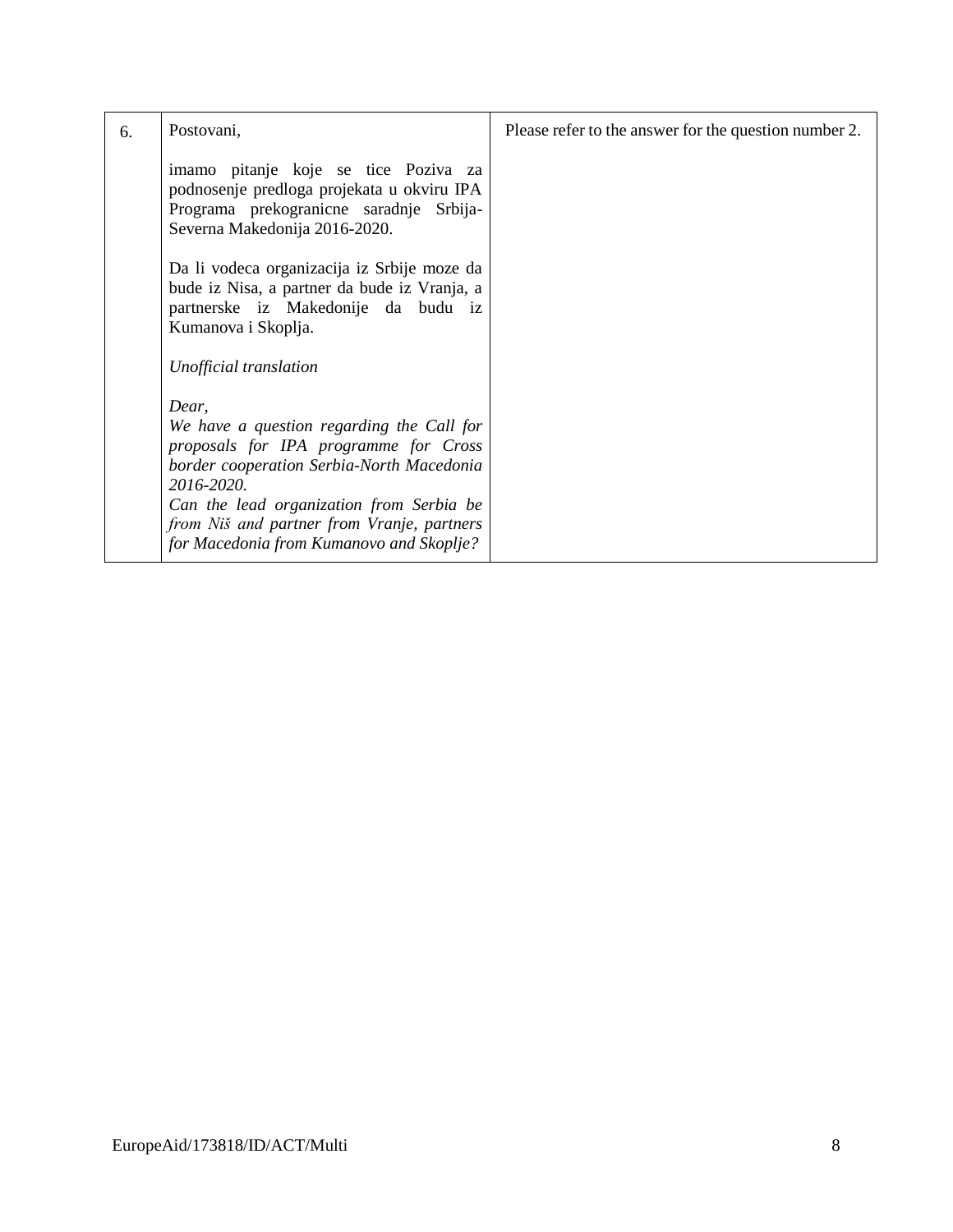| | | |
|---|---|---|
| 6. | Postovani,<br><br>imamo pitanje koje se tice Poziva za podnosenje predloga projekata u okviru IPA Programa prekogranicne saradnje Srbija-Severna Makedonija 2016-2020.<br><br>Da li vodeca organizacija iz Srbije moze da bude iz Nisa, a partner da bude iz Vranja, a partnerske iz Makedonije da budu iz Kumanova i Skoplja.<br><br>*Unofficial translation*<br><br>*Dear,*<br>*We have a question regarding the Call for proposals for IPA programme for Cross border cooperation Serbia-North Macedonia 2016-2020.*<br>*Can the lead organization from Serbia be from Niš and partner from Vranje, partners for Macedonia from Kumanovo and Skoplje?* | Please refer to the answer for the question number 2. |